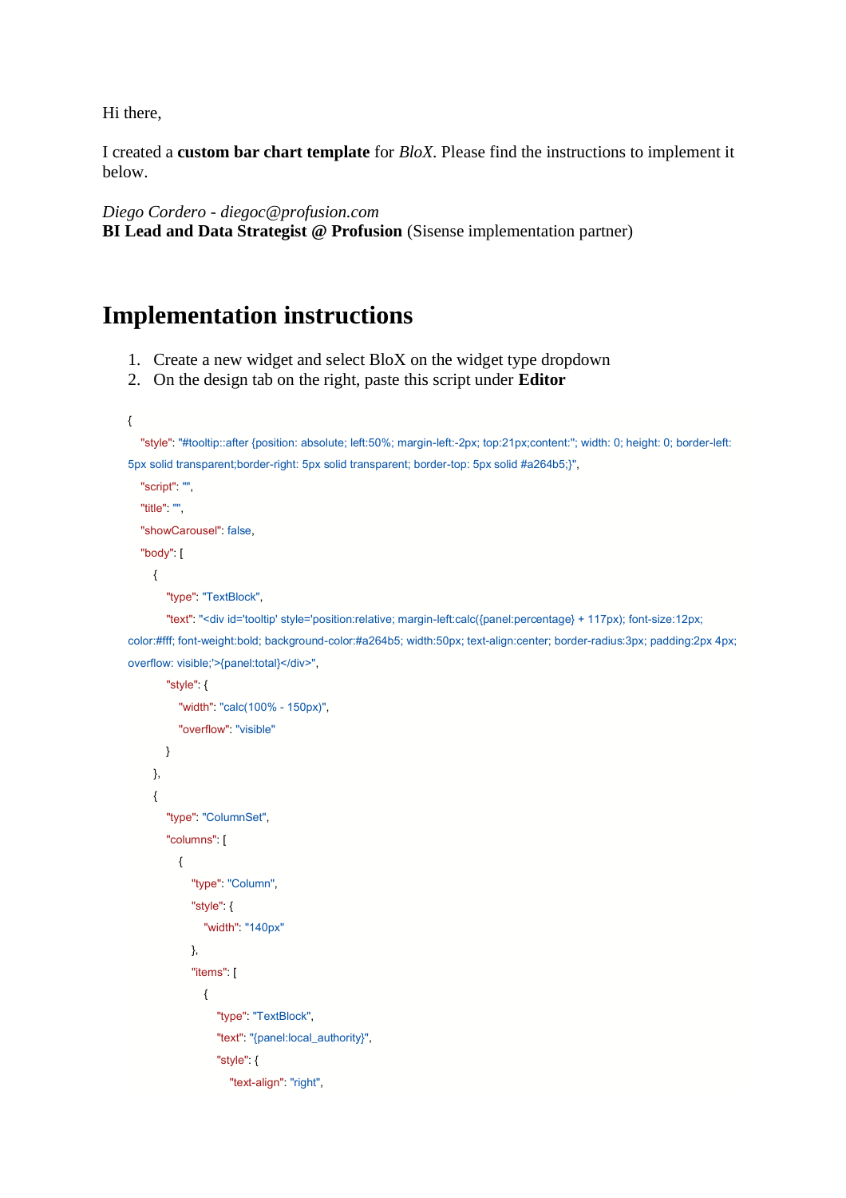Hi there,

I created a **custom bar chart template** for *BloX*. Please find the instructions to implement it below.

*Diego Cordero - diegoc@profusion.com*
**BI Lead and Data Strategist @ Profusion** (Sisense implementation partner)

# Implementation instructions

1. Create a new widget and select BloX on the widget type dropdown
2. On the design tab on the right, paste this script under **Editor**

```
{
    "style": "#tooltip::after {position: absolute; left:50%; margin-left:-2px; top:21px;content:''; width: 0; height: 0; border-left: 5px solid transparent;border-right: 5px solid transparent; border-top: 5px solid #a264b5;}",
    "script": "",
    "title": "",
    "showCarousel": false,
    "body": [
        {
            "type": "TextBlock",
            "text": "<div id='tooltip' style='position:relative; margin-left:calc({panel:percentage} + 117px); font-size:12px; color:#fff; font-weight:bold; background-color:#a264b5; width:50px; text-align:center; border-radius:3px; padding:2px 4px; overflow: visible;'>{panel:total}</div>",
            "style": {
                "width": "calc(100% - 150px)",
                "overflow": "visible"
            }
        },
        {
            "type": "ColumnSet",
            "columns": [
                {
                    "type": "Column",
                    "style": {
                        "width": "140px"
                    },
                    "items": [
                        {
                            "type": "TextBlock",
                            "text": "{panel:local_authority}",
                            "style": {
                                "text-align": "right",
```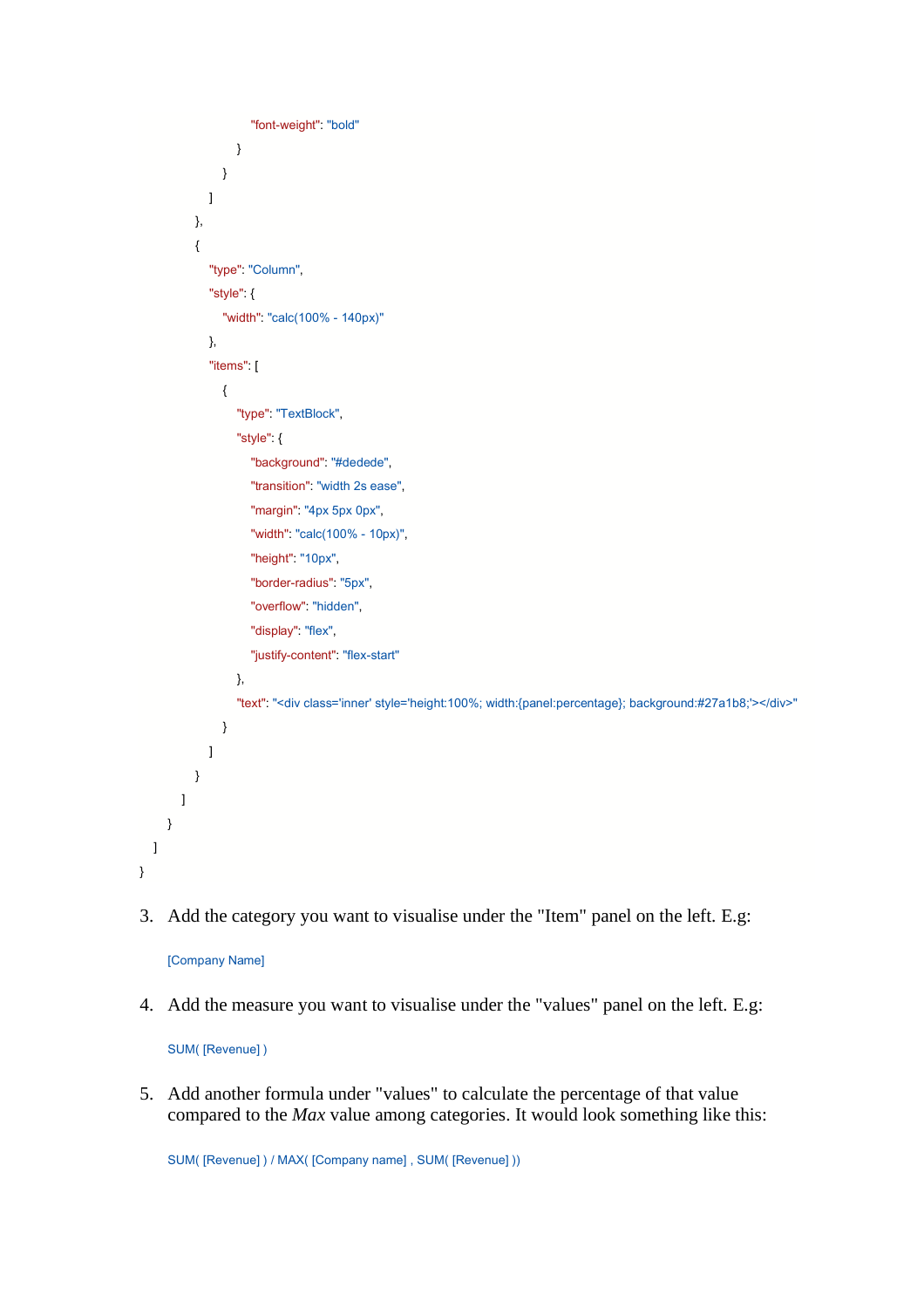```
                            "font-weight": "bold"
                        }
                    }
                ]
            },
            {
                "type": "Column",
                "style": {
                    "width": "calc(100% - 140px)"
                },
                "items": [
                    {
                        "type": "TextBlock",
                        "style": {
                            "background": "#dedede",
                            "transition": "width 2s ease",
                            "margin": "4px 5px 0px",
                            "width": "calc(100% - 10px)",
                            "height": "10px",
                            "border-radius": "5px",
                            "overflow": "hidden",
                            "display": "flex",
                            "justify-content": "flex-start"
                        },
                        "text": "<div class='inner' style='height:100%; width:{panel:percentage}; background:#27a1b8;'></div>"
                    }
                ]
            }
        ]
    }
  ]
}
```

3. Add the category you want to visualise under the "Item" panel on the left. E.g:

   ```
   [Company Name]
   ```

4. Add the measure you want to visualise under the "values" panel on the left. E.g:

   ```
   SUM( [Revenue] )
   ```

5. Add another formula under "values" to calculate the percentage of that value compared to the *Max* value among categories. It would look something like this:

   ```
   SUM( [Revenue] ) / MAX( [Company name] , SUM( [Revenue] ))
   ```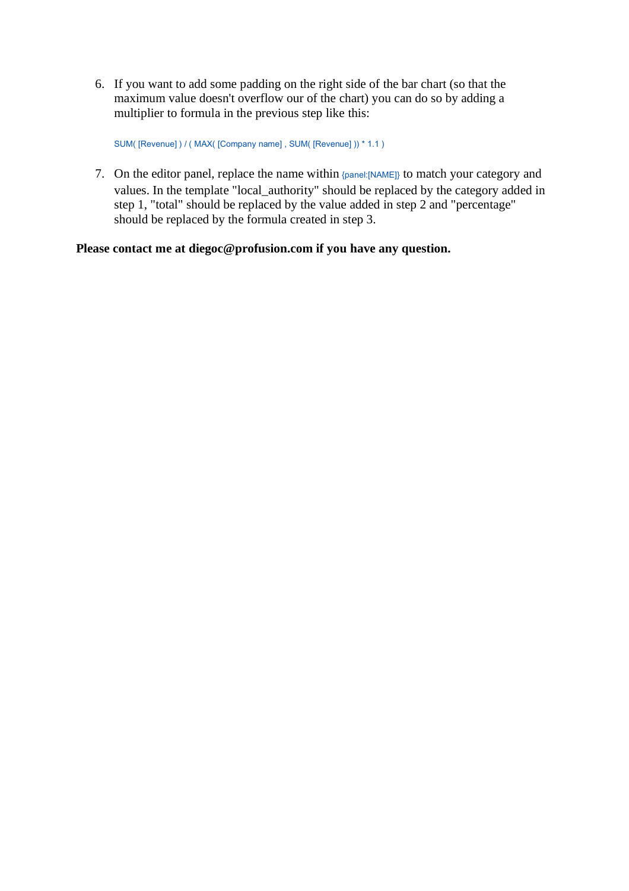6. If you want to add some padding on the right side of the bar chart (so that the maximum value doesn't overflow our of the chart) you can do so by adding a multiplier to formula in the previous step like this:

   ```
   SUM( [Revenue] ) / ( MAX( [Company name] , SUM( [Revenue] )) * 1.1 )
   ```

7. On the editor panel, replace the name within `{panel:[NAME]}` to match your category and values. In the template "local_authority" should be replaced by the category added in step 1, "total" should be replaced by the value added in step 2 and "percentage" should be replaced by the formula created in step 3.

**Please contact me at diegoc@profusion.com if you have any question.**